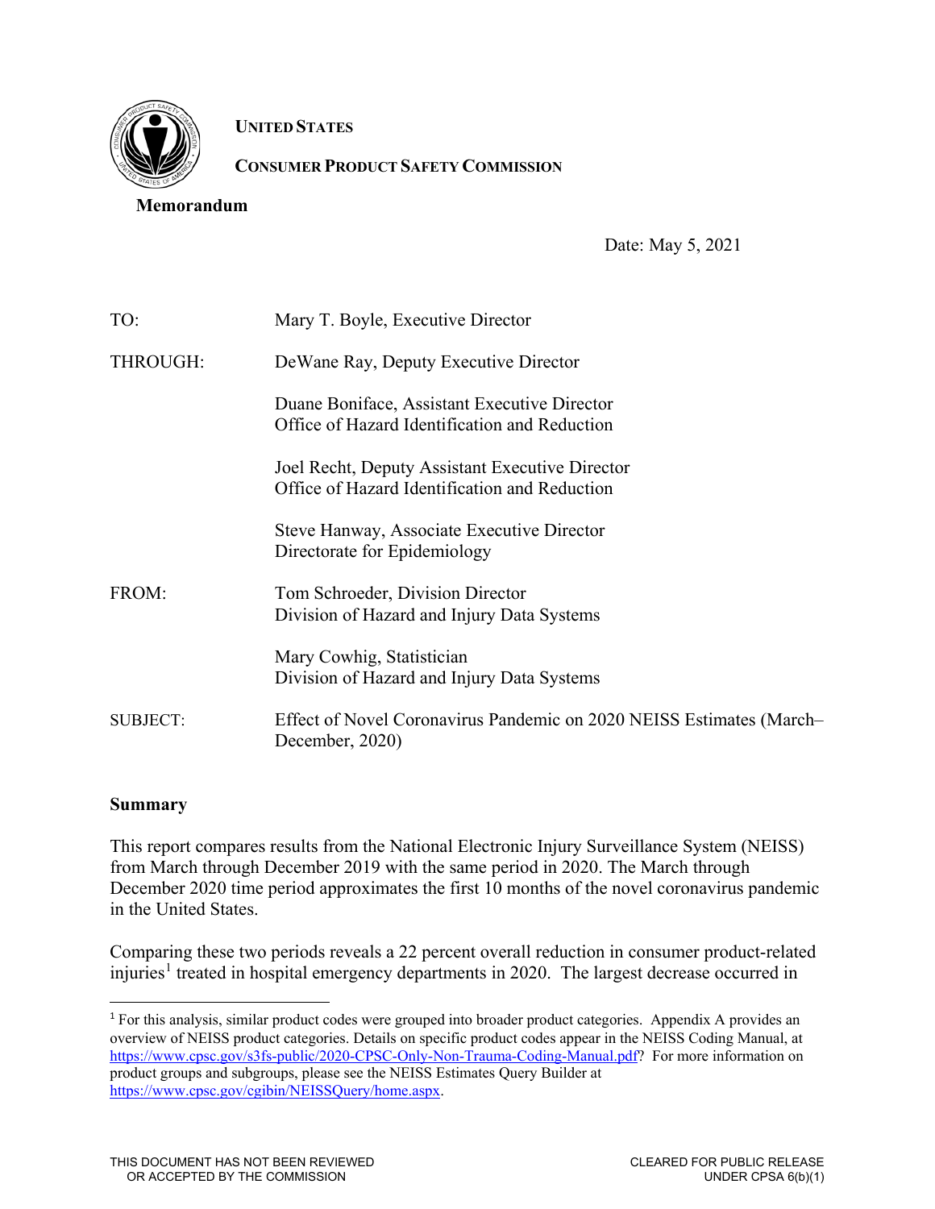**UNITED STATES**

**CONSUMER PRODUCT SAFETY COMMISSION**

**Memorandum**

Date: May 5, 2021

| | |
|---|---|
| TO: | Mary T. Boyle, Executive Director |
| THROUGH: | DeWane Ray, Deputy Executive Director |
| | Duane Boniface, Assistant Executive Director<br>Office of Hazard Identification and Reduction |
| | Joel Recht, Deputy Assistant Executive Director<br>Office of Hazard Identification and Reduction |
| | Steve Hanway, Associate Executive Director<br>Directorate for Epidemiology |
| FROM: | Tom Schroeder, Division Director<br>Division of Hazard and Injury Data Systems |
| | Mary Cowhig, Statistician<br>Division of Hazard and Injury Data Systems |
| SUBJECT: | Effect of Novel Coronavirus Pandemic on 2020 NEISS Estimates (March–December, 2020) |

## Summary

This report compares results from the National Electronic Injury Surveillance System (NEISS) from March through December 2019 with the same period in 2020. The March through December 2020 time period approximates the first 10 months of the novel coronavirus pandemic in the United States.

Comparing these two periods reveals a 22 percent overall reduction in consumer product-related injuries[1] treated in hospital emergency departments in 2020. The largest decrease occurred in

[1] For this analysis, similar product codes were grouped into broader product categories. Appendix A provides an overview of NEISS product categories. Details on specific product codes appear in the NEISS Coding Manual, at https://www.cpsc.gov/s3fs-public/2020-CPSC-Only-Non-Trauma-Coding-Manual.pdf? For more information on product groups and subgroups, please see the NEISS Estimates Query Builder at https://www.cpsc.gov/cgibin/NEISSQuery/home.aspx.

THIS DOCUMENT HAS NOT BEEN REVIEWED OR ACCEPTED BY THE COMMISSION

CLEARED FOR PUBLIC RELEASE UNDER CPSA 6(b)(1)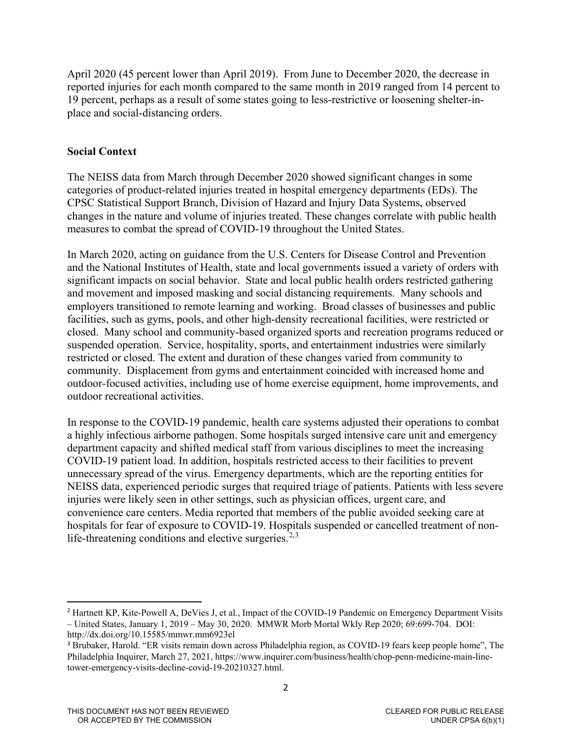April 2020 (45 percent lower than April 2019). From June to December 2020, the decrease in reported injuries for each month compared to the same month in 2019 ranged from 14 percent to 19 percent, perhaps as a result of some states going to less-restrictive or loosening shelter-in-place and social-distancing orders.

**Social Context**

The NEISS data from March through December 2020 showed significant changes in some categories of product-related injuries treated in hospital emergency departments (EDs). The CPSC Statistical Support Branch, Division of Hazard and Injury Data Systems, observed changes in the nature and volume of injuries treated. These changes correlate with public health measures to combat the spread of COVID-19 throughout the United States.

In March 2020, acting on guidance from the U.S. Centers for Disease Control and Prevention and the National Institutes of Health, state and local governments issued a variety of orders with significant impacts on social behavior. State and local public health orders restricted gathering and movement and imposed masking and social distancing requirements. Many schools and employers transitioned to remote learning and working. Broad classes of businesses and public facilities, such as gyms, pools, and other high-density recreational facilities, were restricted or closed. Many school and community-based organized sports and recreation programs reduced or suspended operation. Service, hospitality, sports, and entertainment industries were similarly restricted or closed. The extent and duration of these changes varied from community to community. Displacement from gyms and entertainment coincided with increased home and outdoor-focused activities, including use of home exercise equipment, home improvements, and outdoor recreational activities.

In response to the COVID-19 pandemic, health care systems adjusted their operations to combat a highly infectious airborne pathogen. Some hospitals surged intensive care unit and emergency department capacity and shifted medical staff from various disciplines to meet the increasing COVID-19 patient load. In addition, hospitals restricted access to their facilities to prevent unnecessary spread of the virus. Emergency departments, which are the reporting entities for NEISS data, experienced periodic surges that required triage of patients. Patients with less severe injuries were likely seen in other settings, such as physician offices, urgent care, and convenience care centers. Media reported that members of the public avoided seeking care at hospitals for fear of exposure to COVID-19. Hospitals suspended or cancelled treatment of non-life-threatening conditions and elective surgeries.[2,3]

---

[2] Hartnett KP, Kite-Powell A, DeVies J, et al., Impact of the COVID-19 Pandemic on Emergency Department Visits – United States, January 1, 2019 – May 30, 2020. MMWR Morb Mortal Wkly Rep 2020; 69:699-704. DOI: http://dx.doi.org/10.15585/mmwr.mm6923el

[3] Brubaker, Harold. "ER visits remain down across Philadelphia region, as COVID-19 fears keep people home", The Philadelphia Inquirer, March 27, 2021, https://www.inquirer.com/business/health/chop-penn-medicine-main-line-tower-emergency-visits-decline-covid-19-20210327.html.

THIS DOCUMENT HAS NOT BEEN REVIEWED OR ACCEPTED BY THE COMMISSION

CLEARED FOR PUBLIC RELEASE UNDER CPSA 6(b)(1)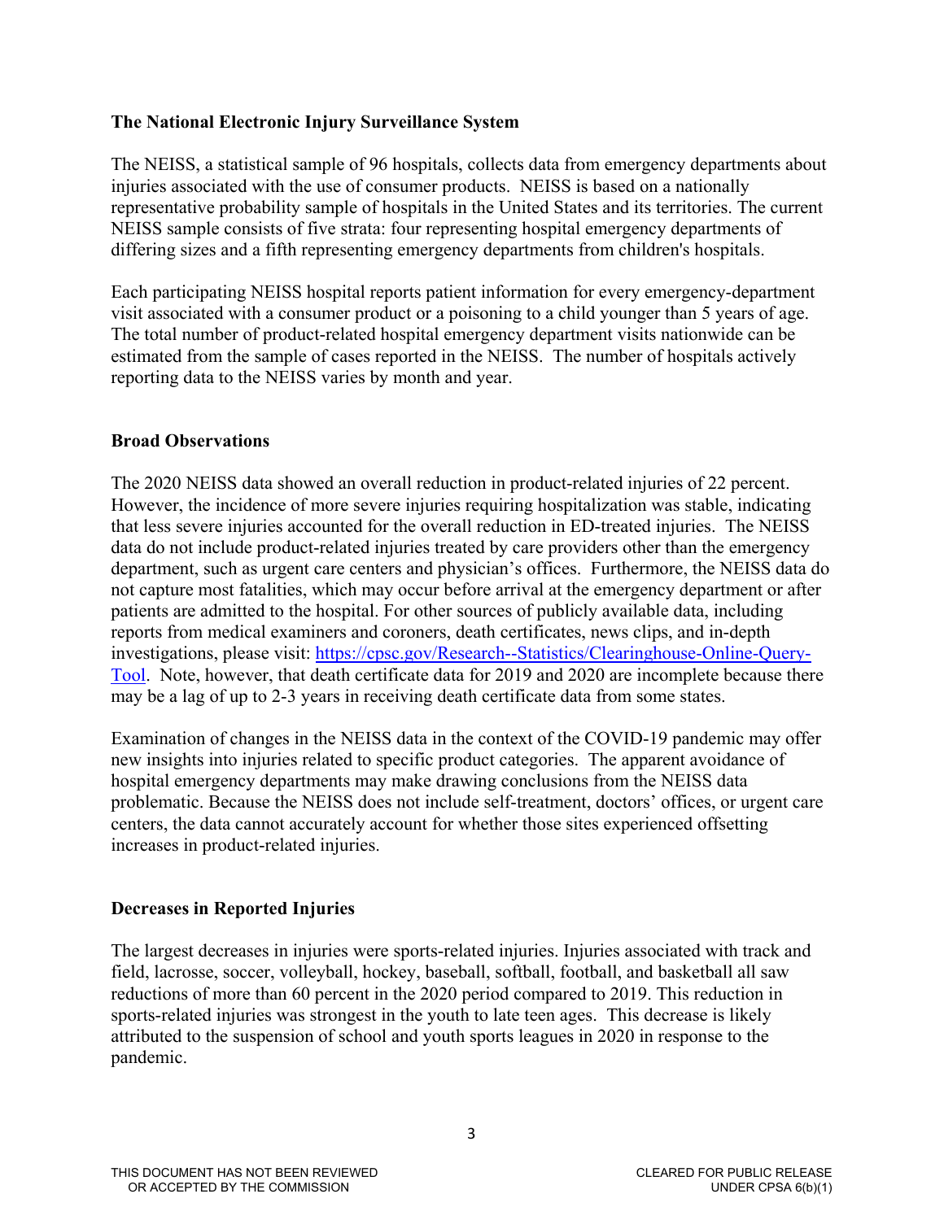## The National Electronic Injury Surveillance System

The NEISS, a statistical sample of 96 hospitals, collects data from emergency departments about injuries associated with the use of consumer products. NEISS is based on a nationally representative probability sample of hospitals in the United States and its territories. The current NEISS sample consists of five strata: four representing hospital emergency departments of differing sizes and a fifth representing emergency departments from children's hospitals.

Each participating NEISS hospital reports patient information for every emergency-department visit associated with a consumer product or a poisoning to a child younger than 5 years of age. The total number of product-related hospital emergency department visits nationwide can be estimated from the sample of cases reported in the NEISS. The number of hospitals actively reporting data to the NEISS varies by month and year.

## Broad Observations

The 2020 NEISS data showed an overall reduction in product-related injuries of 22 percent. However, the incidence of more severe injuries requiring hospitalization was stable, indicating that less severe injuries accounted for the overall reduction in ED-treated injuries. The NEISS data do not include product-related injuries treated by care providers other than the emergency department, such as urgent care centers and physician's offices. Furthermore, the NEISS data do not capture most fatalities, which may occur before arrival at the emergency department or after patients are admitted to the hospital. For other sources of publicly available data, including reports from medical examiners and coroners, death certificates, news clips, and in-depth investigations, please visit: [https://cpsc.gov/Research--Statistics/Clearinghouse-Online-Query-Tool](https://cpsc.gov/Research--Statistics/Clearinghouse-Online-Query-Tool). Note, however, that death certificate data for 2019 and 2020 are incomplete because there may be a lag of up to 2-3 years in receiving death certificate data from some states.

Examination of changes in the NEISS data in the context of the COVID-19 pandemic may offer new insights into injuries related to specific product categories. The apparent avoidance of hospital emergency departments may make drawing conclusions from the NEISS data problematic. Because the NEISS does not include self-treatment, doctors' offices, or urgent care centers, the data cannot accurately account for whether those sites experienced offsetting increases in product-related injuries.

## Decreases in Reported Injuries

The largest decreases in injuries were sports-related injuries. Injuries associated with track and field, lacrosse, soccer, volleyball, hockey, baseball, softball, football, and basketball all saw reductions of more than 60 percent in the 2020 period compared to 2019. This reduction in sports-related injuries was strongest in the youth to late teen ages. This decrease is likely attributed to the suspension of school and youth sports leagues in 2020 in response to the pandemic.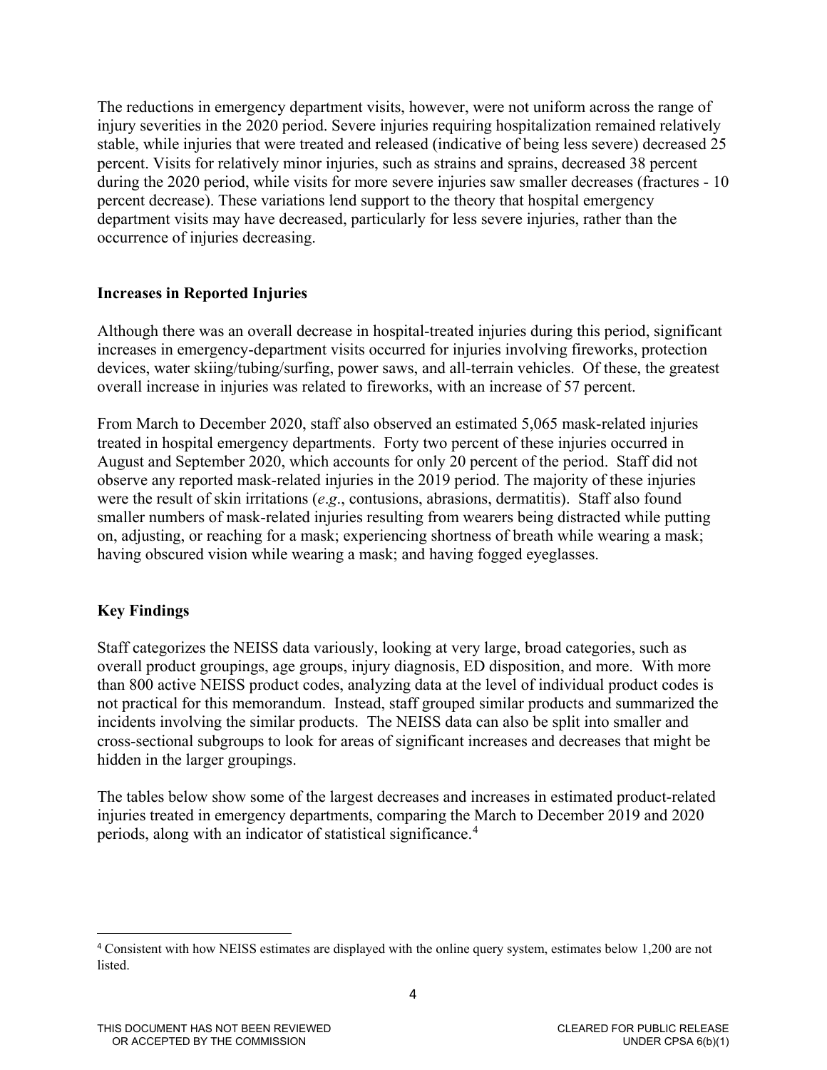The reductions in emergency department visits, however, were not uniform across the range of injury severities in the 2020 period. Severe injuries requiring hospitalization remained relatively stable, while injuries that were treated and released (indicative of being less severe) decreased 25 percent. Visits for relatively minor injuries, such as strains and sprains, decreased 38 percent during the 2020 period, while visits for more severe injuries saw smaller decreases (fractures - 10 percent decrease). These variations lend support to the theory that hospital emergency department visits may have decreased, particularly for less severe injuries, rather than the occurrence of injuries decreasing.

**Increases in Reported Injuries**

Although there was an overall decrease in hospital-treated injuries during this period, significant increases in emergency-department visits occurred for injuries involving fireworks, protection devices, water skiing/tubing/surfing, power saws, and all-terrain vehicles. Of these, the greatest overall increase in injuries was related to fireworks, with an increase of 57 percent.

From March to December 2020, staff also observed an estimated 5,065 mask-related injuries treated in hospital emergency departments. Forty two percent of these injuries occurred in August and September 2020, which accounts for only 20 percent of the period. Staff did not observe any reported mask-related injuries in the 2019 period. The majority of these injuries were the result of skin irritations (*e.g*., contusions, abrasions, dermatitis). Staff also found smaller numbers of mask-related injuries resulting from wearers being distracted while putting on, adjusting, or reaching for a mask; experiencing shortness of breath while wearing a mask; having obscured vision while wearing a mask; and having fogged eyeglasses.

**Key Findings**

Staff categorizes the NEISS data variously, looking at very large, broad categories, such as overall product groupings, age groups, injury diagnosis, ED disposition, and more. With more than 800 active NEISS product codes, analyzing data at the level of individual product codes is not practical for this memorandum. Instead, staff grouped similar products and summarized the incidents involving the similar products. The NEISS data can also be split into smaller and cross-sectional subgroups to look for areas of significant increases and decreases that might be hidden in the larger groupings.

The tables below show some of the largest decreases and increases in estimated product-related injuries treated in emergency departments, comparing the March to December 2019 and 2020 periods, along with an indicator of statistical significance.[4]

[4] Consistent with how NEISS estimates are displayed with the online query system, estimates below 1,200 are not listed.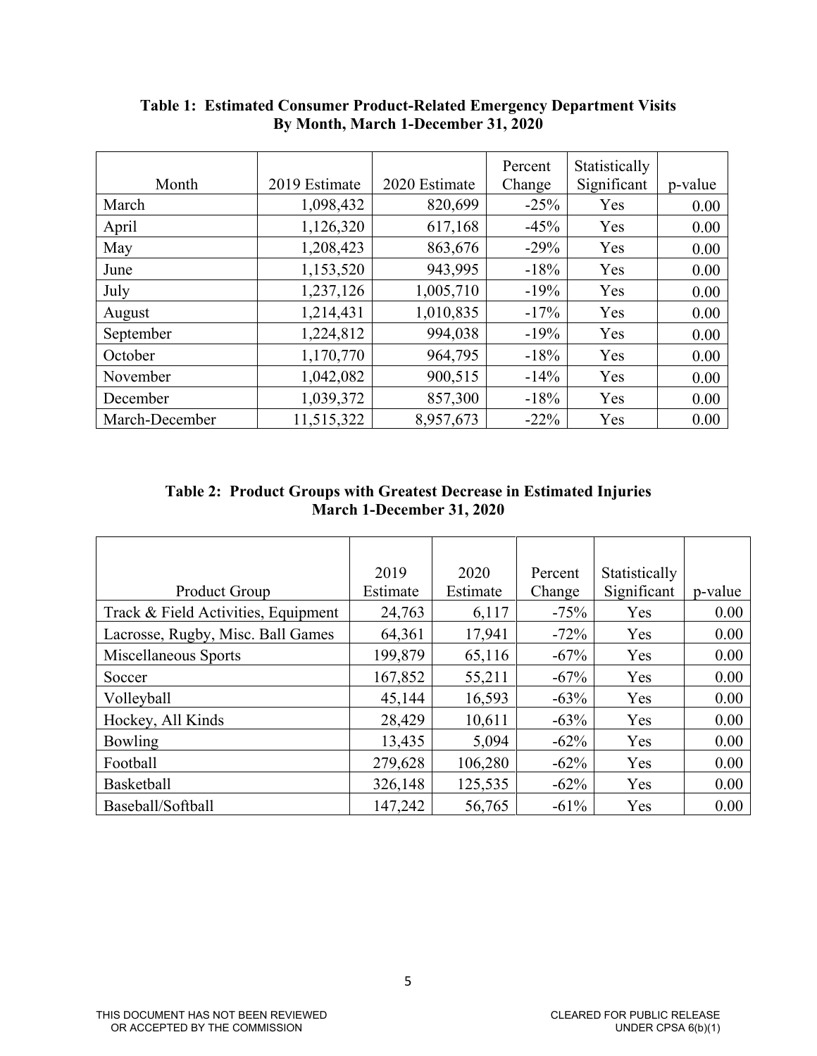**Table 1: Estimated Consumer Product-Related Emergency Department Visits By Month, March 1-December 31, 2020**

| Month | 2019 Estimate | 2020 Estimate | Percent Change | Statistically Significant | p-value |
|---|---|---|---|---|---|
| March | 1,098,432 | 820,699 | -25% | Yes | 0.00 |
| April | 1,126,320 | 617,168 | -45% | Yes | 0.00 |
| May | 1,208,423 | 863,676 | -29% | Yes | 0.00 |
| June | 1,153,520 | 943,995 | -18% | Yes | 0.00 |
| July | 1,237,126 | 1,005,710 | -19% | Yes | 0.00 |
| August | 1,214,431 | 1,010,835 | -17% | Yes | 0.00 |
| September | 1,224,812 | 994,038 | -19% | Yes | 0.00 |
| October | 1,170,770 | 964,795 | -18% | Yes | 0.00 |
| November | 1,042,082 | 900,515 | -14% | Yes | 0.00 |
| December | 1,039,372 | 857,300 | -18% | Yes | 0.00 |
| March-December | 11,515,322 | 8,957,673 | -22% | Yes | 0.00 |

**Table 2: Product Groups with Greatest Decrease in Estimated Injuries March 1-December 31, 2020**

| Product Group | 2019 Estimate | 2020 Estimate | Percent Change | Statistically Significant | p-value |
|---|---|---|---|---|---|
| Track & Field Activities, Equipment | 24,763 | 6,117 | -75% | Yes | 0.00 |
| Lacrosse, Rugby, Misc. Ball Games | 64,361 | 17,941 | -72% | Yes | 0.00 |
| Miscellaneous Sports | 199,879 | 65,116 | -67% | Yes | 0.00 |
| Soccer | 167,852 | 55,211 | -67% | Yes | 0.00 |
| Volleyball | 45,144 | 16,593 | -63% | Yes | 0.00 |
| Hockey, All Kinds | 28,429 | 10,611 | -63% | Yes | 0.00 |
| Bowling | 13,435 | 5,094 | -62% | Yes | 0.00 |
| Football | 279,628 | 106,280 | -62% | Yes | 0.00 |
| Basketball | 326,148 | 125,535 | -62% | Yes | 0.00 |
| Baseball/Softball | 147,242 | 56,765 | -61% | Yes | 0.00 |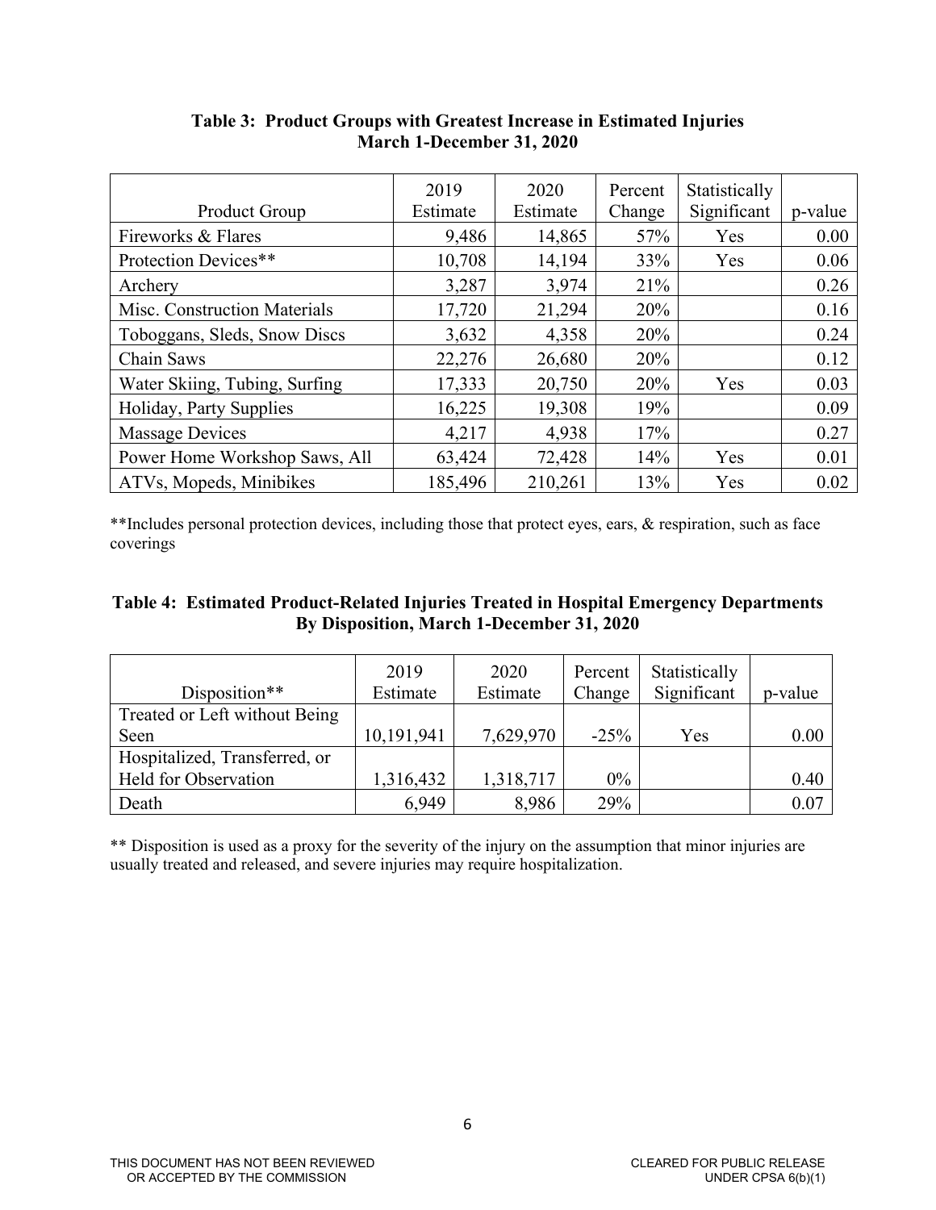**Table 3: Product Groups with Greatest Increase in Estimated Injuries March 1-December 31, 2020**

| Product Group | 2019 Estimate | 2020 Estimate | Percent Change | Statistically Significant | p-value |
|---|---|---|---|---|---|
| Fireworks & Flares | 9,486 | 14,865 | 57% | Yes | 0.00 |
| Protection Devices** | 10,708 | 14,194 | 33% | Yes | 0.06 |
| Archery | 3,287 | 3,974 | 21% | | 0.26 |
| Misc. Construction Materials | 17,720 | 21,294 | 20% | | 0.16 |
| Toboggans, Sleds, Snow Discs | 3,632 | 4,358 | 20% | | 0.24 |
| Chain Saws | 22,276 | 26,680 | 20% | | 0.12 |
| Water Skiing, Tubing, Surfing | 17,333 | 20,750 | 20% | Yes | 0.03 |
| Holiday, Party Supplies | 16,225 | 19,308 | 19% | | 0.09 |
| Massage Devices | 4,217 | 4,938 | 17% | | 0.27 |
| Power Home Workshop Saws, All | 63,424 | 72,428 | 14% | Yes | 0.01 |
| ATVs, Mopeds, Minibikes | 185,496 | 210,261 | 13% | Yes | 0.02 |

**Includes personal protection devices, including those that protect eyes, ears, & respiration, such as face coverings

**Table 4: Estimated Product-Related Injuries Treated in Hospital Emergency Departments By Disposition, March 1-December 31, 2020**

| Disposition** | 2019 Estimate | 2020 Estimate | Percent Change | Statistically Significant | p-value |
|---|---|---|---|---|---|
| Treated or Left without Being Seen | 10,191,941 | 7,629,970 | -25% | Yes | 0.00 |
| Hospitalized, Transferred, or Held for Observation | 1,316,432 | 1,318,717 | 0% | | 0.40 |
| Death | 6,949 | 8,986 | 29% | | 0.07 |

** Disposition is used as a proxy for the severity of the injury on the assumption that minor injuries are usually treated and released, and severe injuries may require hospitalization.

THIS DOCUMENT HAS NOT BEEN REVIEWED OR ACCEPTED BY THE COMMISSION

CLEARED FOR PUBLIC RELEASE UNDER CPSA 6(b)(1)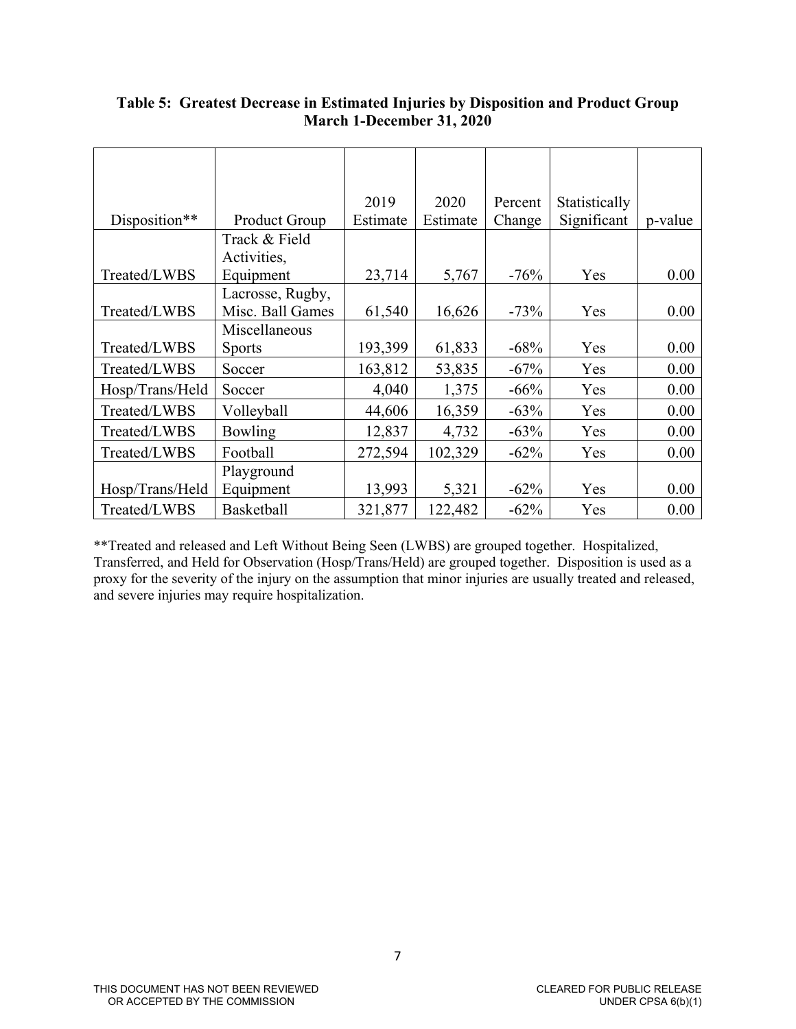**Table 5: Greatest Decrease in Estimated Injuries by Disposition and Product Group March 1-December 31, 2020**

| Disposition** | Product Group | 2019 Estimate | 2020 Estimate | Percent Change | Statistically Significant | p-value |
|---|---|---|---|---|---|---|
| Treated/LWBS | Track & Field Activities, Equipment | 23,714 | 5,767 | -76% | Yes | 0.00 |
| Treated/LWBS | Lacrosse, Rugby, Misc. Ball Games | 61,540 | 16,626 | -73% | Yes | 0.00 |
| Treated/LWBS | Miscellaneous Sports | 193,399 | 61,833 | -68% | Yes | 0.00 |
| Treated/LWBS | Soccer | 163,812 | 53,835 | -67% | Yes | 0.00 |
| Hosp/Trans/Held | Soccer | 4,040 | 1,375 | -66% | Yes | 0.00 |
| Treated/LWBS | Volleyball | 44,606 | 16,359 | -63% | Yes | 0.00 |
| Treated/LWBS | Bowling | 12,837 | 4,732 | -63% | Yes | 0.00 |
| Treated/LWBS | Football | 272,594 | 102,329 | -62% | Yes | 0.00 |
| Hosp/Trans/Held | Playground Equipment | 13,993 | 5,321 | -62% | Yes | 0.00 |
| Treated/LWBS | Basketball | 321,877 | 122,482 | -62% | Yes | 0.00 |

**Treated and released and Left Without Being Seen (LWBS) are grouped together. Hospitalized, Transferred, and Held for Observation (Hosp/Trans/Held) are grouped together. Disposition is used as a proxy for the severity of the injury on the assumption that minor injuries are usually treated and released, and severe injuries may require hospitalization.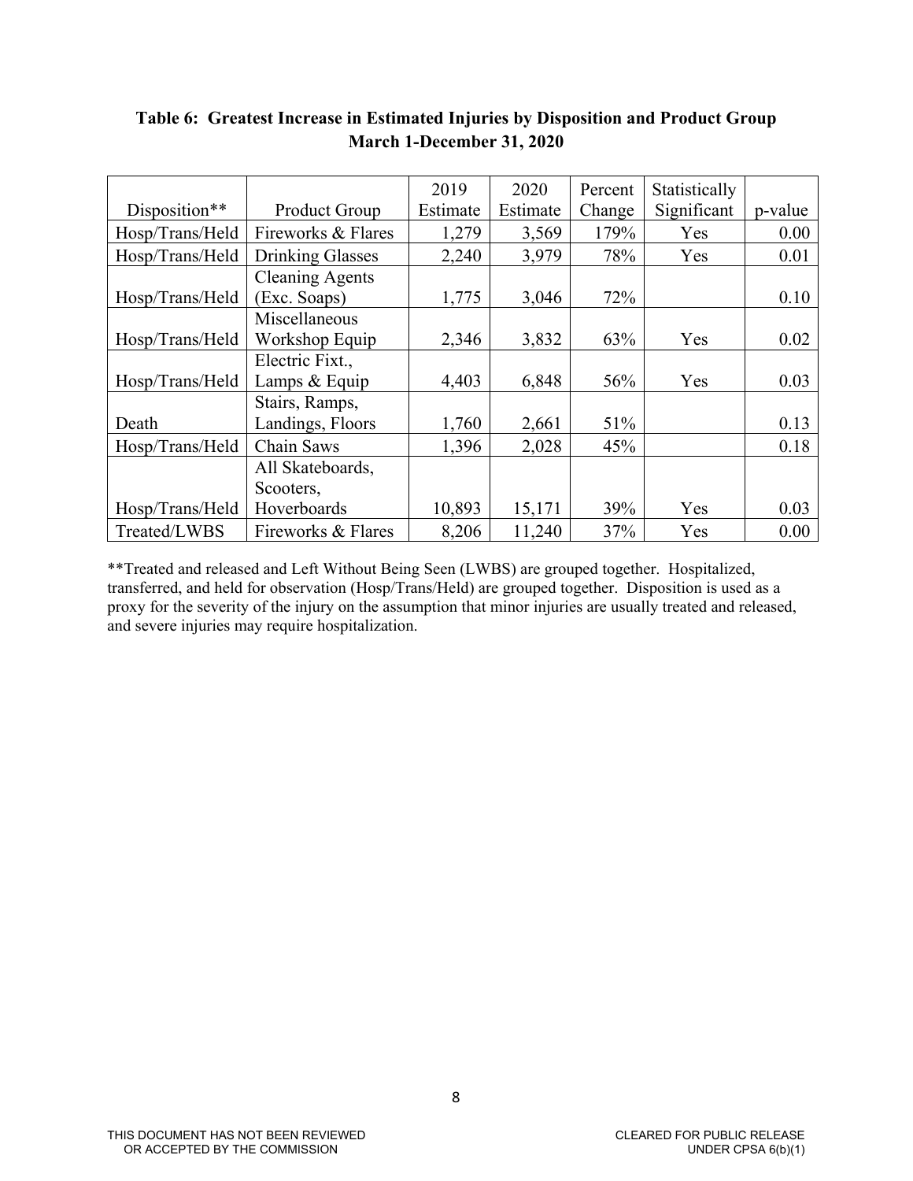**Table 6: Greatest Increase in Estimated Injuries by Disposition and Product Group March 1-December 31, 2020**

| Disposition** | Product Group | 2019 Estimate | 2020 Estimate | Percent Change | Statistically Significant | p-value |
|---|---|---|---|---|---|---|
| Hosp/Trans/Held | Fireworks & Flares | 1,279 | 3,569 | 179% | Yes | 0.00 |
| Hosp/Trans/Held | Drinking Glasses | 2,240 | 3,979 | 78% | Yes | 0.01 |
| Hosp/Trans/Held | Cleaning Agents (Exc. Soaps) | 1,775 | 3,046 | 72% | | 0.10 |
| Hosp/Trans/Held | Miscellaneous Workshop Equip | 2,346 | 3,832 | 63% | Yes | 0.02 |
| Hosp/Trans/Held | Electric Fixt., Lamps & Equip | 4,403 | 6,848 | 56% | Yes | 0.03 |
| Death | Stairs, Ramps, Landings, Floors | 1,760 | 2,661 | 51% | | 0.13 |
| Hosp/Trans/Held | Chain Saws | 1,396 | 2,028 | 45% | | 0.18 |
| Hosp/Trans/Held | All Skateboards, Scooters, Hoverboards | 10,893 | 15,171 | 39% | Yes | 0.03 |
| Treated/LWBS | Fireworks & Flares | 8,206 | 11,240 | 37% | Yes | 0.00 |

**Treated and released and Left Without Being Seen (LWBS) are grouped together. Hospitalized, transferred, and held for observation (Hosp/Trans/Held) are grouped together. Disposition is used as a proxy for the severity of the injury on the assumption that minor injuries are usually treated and released, and severe injuries may require hospitalization.

THIS DOCUMENT HAS NOT BEEN REVIEWED OR ACCEPTED BY THE COMMISSION

CLEARED FOR PUBLIC RELEASE UNDER CPSA 6(b)(1)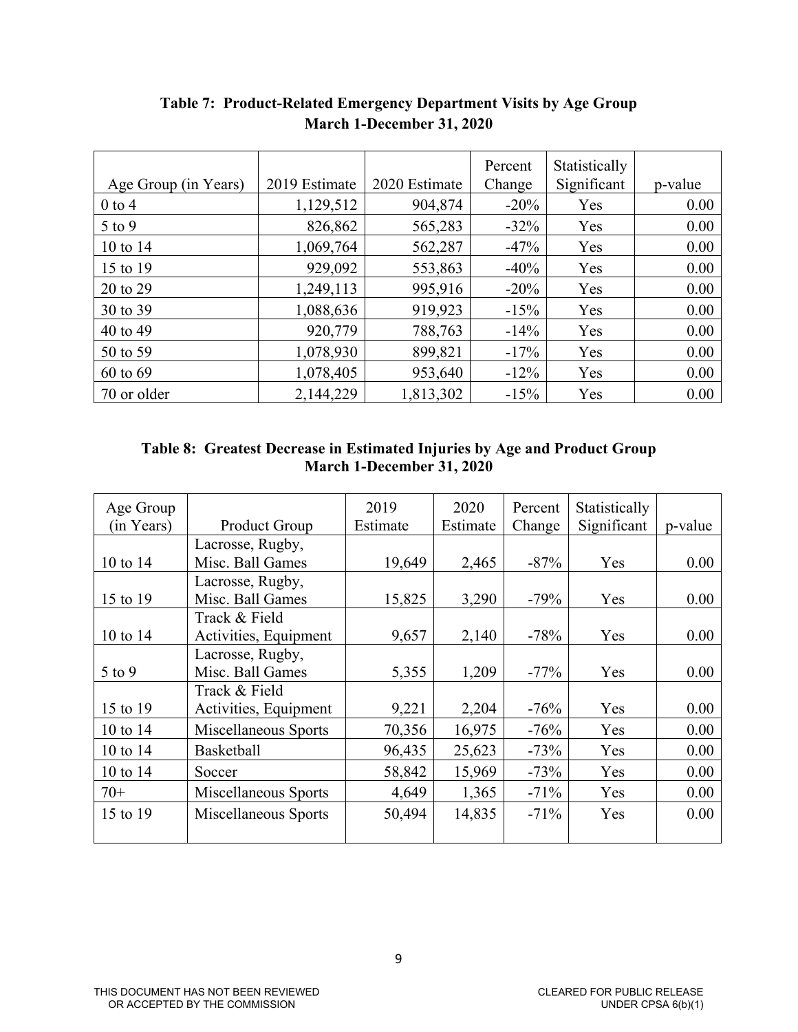**Table 7: Product-Related Emergency Department Visits by Age Group March 1-December 31, 2020**

| Age Group (in Years) | 2019 Estimate | 2020 Estimate | Percent Change | Statistically Significant | p-value |
|---|---|---|---|---|---|
| 0 to 4 | 1,129,512 | 904,874 | -20% | Yes | 0.00 |
| 5 to 9 | 826,862 | 565,283 | -32% | Yes | 0.00 |
| 10 to 14 | 1,069,764 | 562,287 | -47% | Yes | 0.00 |
| 15 to 19 | 929,092 | 553,863 | -40% | Yes | 0.00 |
| 20 to 29 | 1,249,113 | 995,916 | -20% | Yes | 0.00 |
| 30 to 39 | 1,088,636 | 919,923 | -15% | Yes | 0.00 |
| 40 to 49 | 920,779 | 788,763 | -14% | Yes | 0.00 |
| 50 to 59 | 1,078,930 | 899,821 | -17% | Yes | 0.00 |
| 60 to 69 | 1,078,405 | 953,640 | -12% | Yes | 0.00 |
| 70 or older | 2,144,229 | 1,813,302 | -15% | Yes | 0.00 |

**Table 8: Greatest Decrease in Estimated Injuries by Age and Product Group March 1-December 31, 2020**

| Age Group (in Years) | Product Group | 2019 Estimate | 2020 Estimate | Percent Change | Statistically Significant | p-value |
|---|---|---|---|---|---|---|
| 10 to 14 | Lacrosse, Rugby, Misc. Ball Games | 19,649 | 2,465 | -87% | Yes | 0.00 |
| 15 to 19 | Lacrosse, Rugby, Misc. Ball Games | 15,825 | 3,290 | -79% | Yes | 0.00 |
| 10 to 14 | Track & Field Activities, Equipment | 9,657 | 2,140 | -78% | Yes | 0.00 |
| 5 to 9 | Lacrosse, Rugby, Misc. Ball Games | 5,355 | 1,209 | -77% | Yes | 0.00 |
| 15 to 19 | Track & Field Activities, Equipment | 9,221 | 2,204 | -76% | Yes | 0.00 |
| 10 to 14 | Miscellaneous Sports | 70,356 | 16,975 | -76% | Yes | 0.00 |
| 10 to 14 | Basketball | 96,435 | 25,623 | -73% | Yes | 0.00 |
| 10 to 14 | Soccer | 58,842 | 15,969 | -73% | Yes | 0.00 |
| 70+ | Miscellaneous Sports | 4,649 | 1,365 | -71% | Yes | 0.00 |
| 15 to 19 | Miscellaneous Sports | 50,494 | 14,835 | -71% | Yes | 0.00 |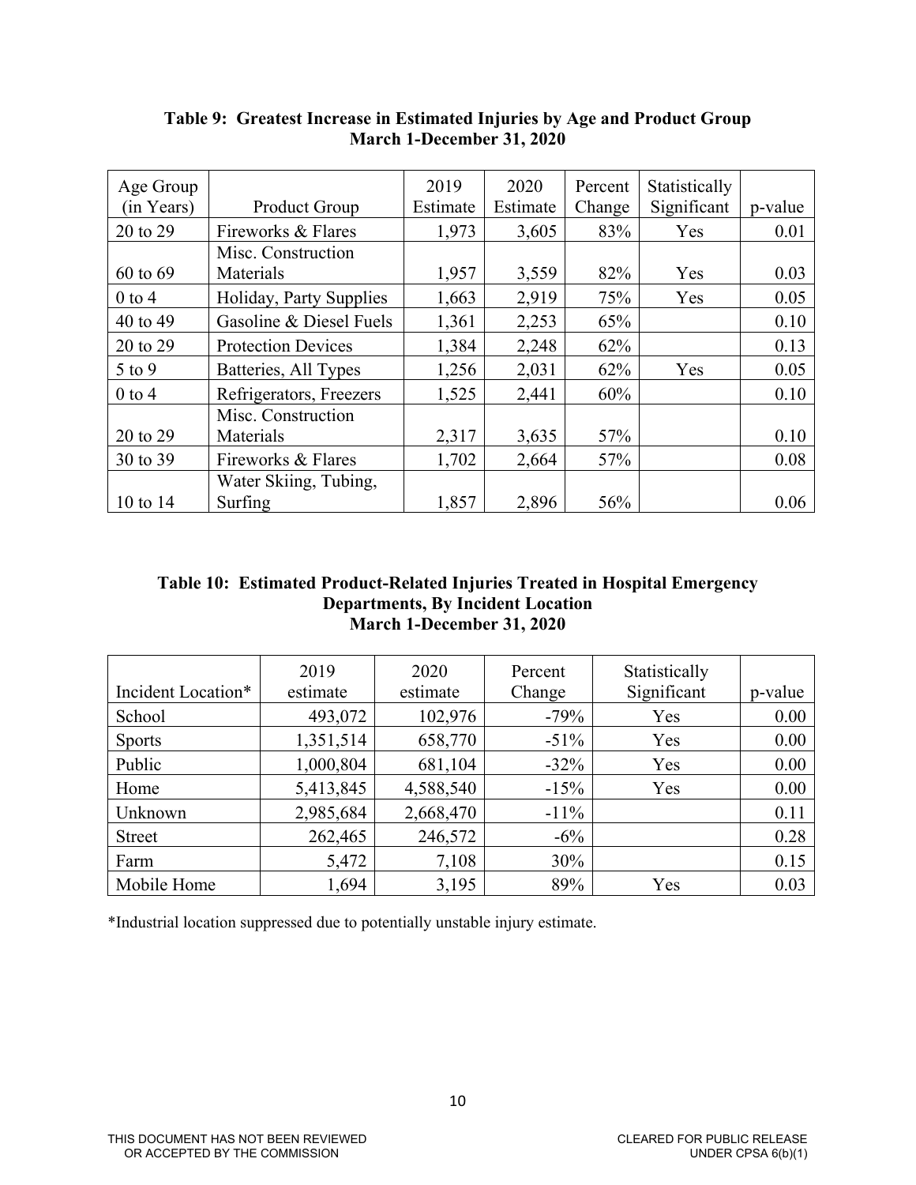**Table 9: Greatest Increase in Estimated Injuries by Age and Product Group March 1-December 31, 2020**

| Age Group (in Years) | Product Group | 2019 Estimate | 2020 Estimate | Percent Change | Statistically Significant | p-value |
|---|---|---|---|---|---|---|
| 20 to 29 | Fireworks & Flares | 1,973 | 3,605 | 83% | Yes | 0.01 |
| 60 to 69 | Misc. Construction Materials | 1,957 | 3,559 | 82% | Yes | 0.03 |
| 0 to 4 | Holiday, Party Supplies | 1,663 | 2,919 | 75% | Yes | 0.05 |
| 40 to 49 | Gasoline & Diesel Fuels | 1,361 | 2,253 | 65% | | 0.10 |
| 20 to 29 | Protection Devices | 1,384 | 2,248 | 62% | | 0.13 |
| 5 to 9 | Batteries, All Types | 1,256 | 2,031 | 62% | Yes | 0.05 |
| 0 to 4 | Refrigerators, Freezers | 1,525 | 2,441 | 60% | | 0.10 |
| 20 to 29 | Misc. Construction Materials | 2,317 | 3,635 | 57% | | 0.10 |
| 30 to 39 | Fireworks & Flares | 1,702 | 2,664 | 57% | | 0.08 |
| 10 to 14 | Water Skiing, Tubing, Surfing | 1,857 | 2,896 | 56% | | 0.06 |

**Table 10: Estimated Product-Related Injuries Treated in Hospital Emergency Departments, By Incident Location March 1-December 31, 2020**

| Incident Location* | 2019 estimate | 2020 estimate | Percent Change | Statistically Significant | p-value |
|---|---|---|---|---|---|
| School | 493,072 | 102,976 | -79% | Yes | 0.00 |
| Sports | 1,351,514 | 658,770 | -51% | Yes | 0.00 |
| Public | 1,000,804 | 681,104 | -32% | Yes | 0.00 |
| Home | 5,413,845 | 4,588,540 | -15% | Yes | 0.00 |
| Unknown | 2,985,684 | 2,668,470 | -11% | | 0.11 |
| Street | 262,465 | 246,572 | -6% | | 0.28 |
| Farm | 5,472 | 7,108 | 30% | | 0.15 |
| Mobile Home | 1,694 | 3,195 | 89% | Yes | 0.03 |

*Industrial location suppressed due to potentially unstable injury estimate.

THIS DOCUMENT HAS NOT BEEN REVIEWED OR ACCEPTED BY THE COMMISSION

CLEARED FOR PUBLIC RELEASE UNDER CPSA 6(b)(1)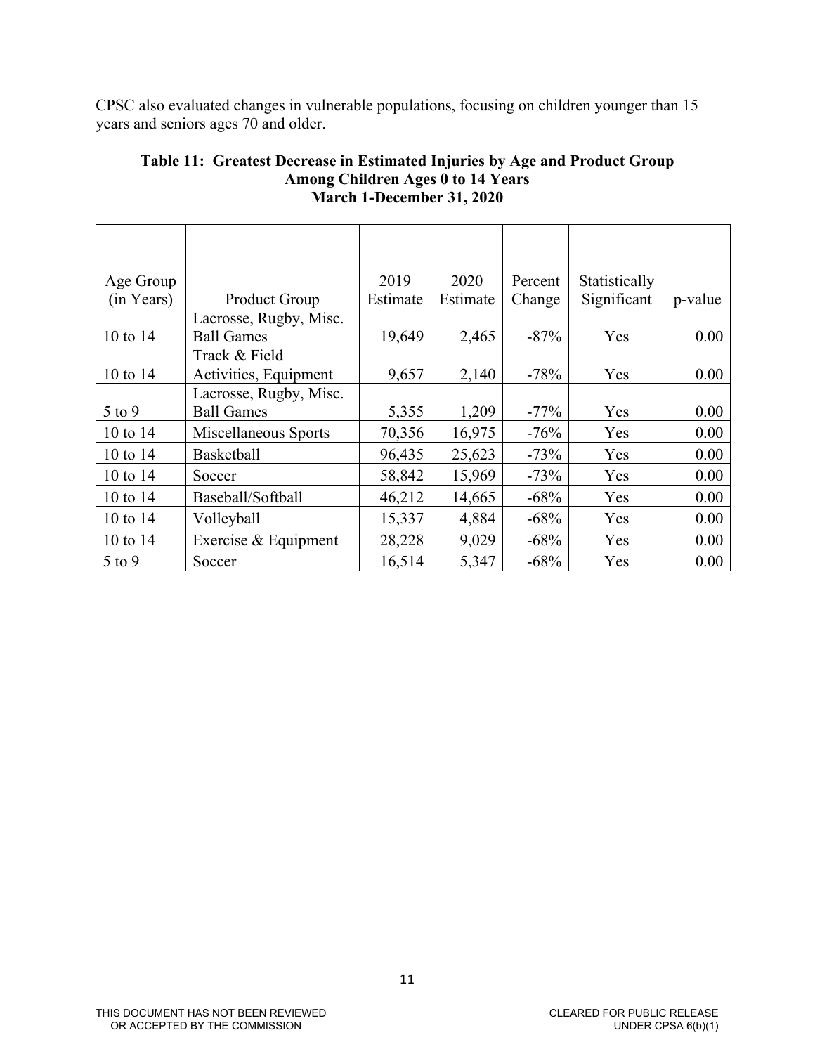CPSC also evaluated changes in vulnerable populations, focusing on children younger than 15 years and seniors ages 70 and older.

**Table 11: Greatest Decrease in Estimated Injuries by Age and Product Group Among Children Ages 0 to 14 Years March 1-December 31, 2020**

| Age Group (in Years) | Product Group | 2019 Estimate | 2020 Estimate | Percent Change | Statistically Significant | p-value |
|---|---|---|---|---|---|---|
| 10 to 14 | Lacrosse, Rugby, Misc. Ball Games | 19,649 | 2,465 | -87% | Yes | 0.00 |
| 10 to 14 | Track & Field Activities, Equipment | 9,657 | 2,140 | -78% | Yes | 0.00 |
| 5 to 9 | Lacrosse, Rugby, Misc. Ball Games | 5,355 | 1,209 | -77% | Yes | 0.00 |
| 10 to 14 | Miscellaneous Sports | 70,356 | 16,975 | -76% | Yes | 0.00 |
| 10 to 14 | Basketball | 96,435 | 25,623 | -73% | Yes | 0.00 |
| 10 to 14 | Soccer | 58,842 | 15,969 | -73% | Yes | 0.00 |
| 10 to 14 | Baseball/Softball | 46,212 | 14,665 | -68% | Yes | 0.00 |
| 10 to 14 | Volleyball | 15,337 | 4,884 | -68% | Yes | 0.00 |
| 10 to 14 | Exercise & Equipment | 28,228 | 9,029 | -68% | Yes | 0.00 |
| 5 to 9 | Soccer | 16,514 | 5,347 | -68% | Yes | 0.00 |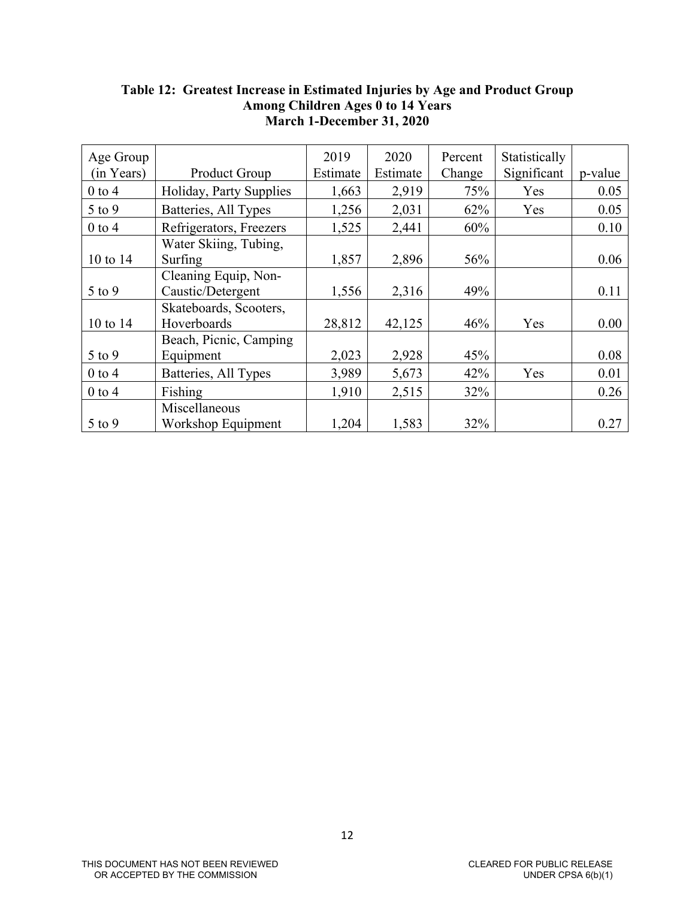**Table 12: Greatest Increase in Estimated Injuries by Age and Product Group Among Children Ages 0 to 14 Years March 1-December 31, 2020**

| Age Group (in Years) | Product Group | 2019 Estimate | 2020 Estimate | Percent Change | Statistically Significant | p-value |
|---|---|---|---|---|---|---|
| 0 to 4 | Holiday, Party Supplies | 1,663 | 2,919 | 75% | Yes | 0.05 |
| 5 to 9 | Batteries, All Types | 1,256 | 2,031 | 62% | Yes | 0.05 |
| 0 to 4 | Refrigerators, Freezers | 1,525 | 2,441 | 60% | | 0.10 |
| 10 to 14 | Water Skiing, Tubing, Surfing | 1,857 | 2,896 | 56% | | 0.06 |
| 5 to 9 | Cleaning Equip, Non-Caustic/Detergent | 1,556 | 2,316 | 49% | | 0.11 |
| 10 to 14 | Skateboards, Scooters, Hoverboards | 28,812 | 42,125 | 46% | Yes | 0.00 |
| 5 to 9 | Beach, Picnic, Camping Equipment | 2,023 | 2,928 | 45% | | 0.08 |
| 0 to 4 | Batteries, All Types | 3,989 | 5,673 | 42% | Yes | 0.01 |
| 0 to 4 | Fishing | 1,910 | 2,515 | 32% | | 0.26 |
| 5 to 9 | Miscellaneous Workshop Equipment | 1,204 | 1,583 | 32% | | 0.27 |

THIS DOCUMENT HAS NOT BEEN REVIEWED OR ACCEPTED BY THE COMMISSION

CLEARED FOR PUBLIC RELEASE UNDER CPSA 6(b)(1)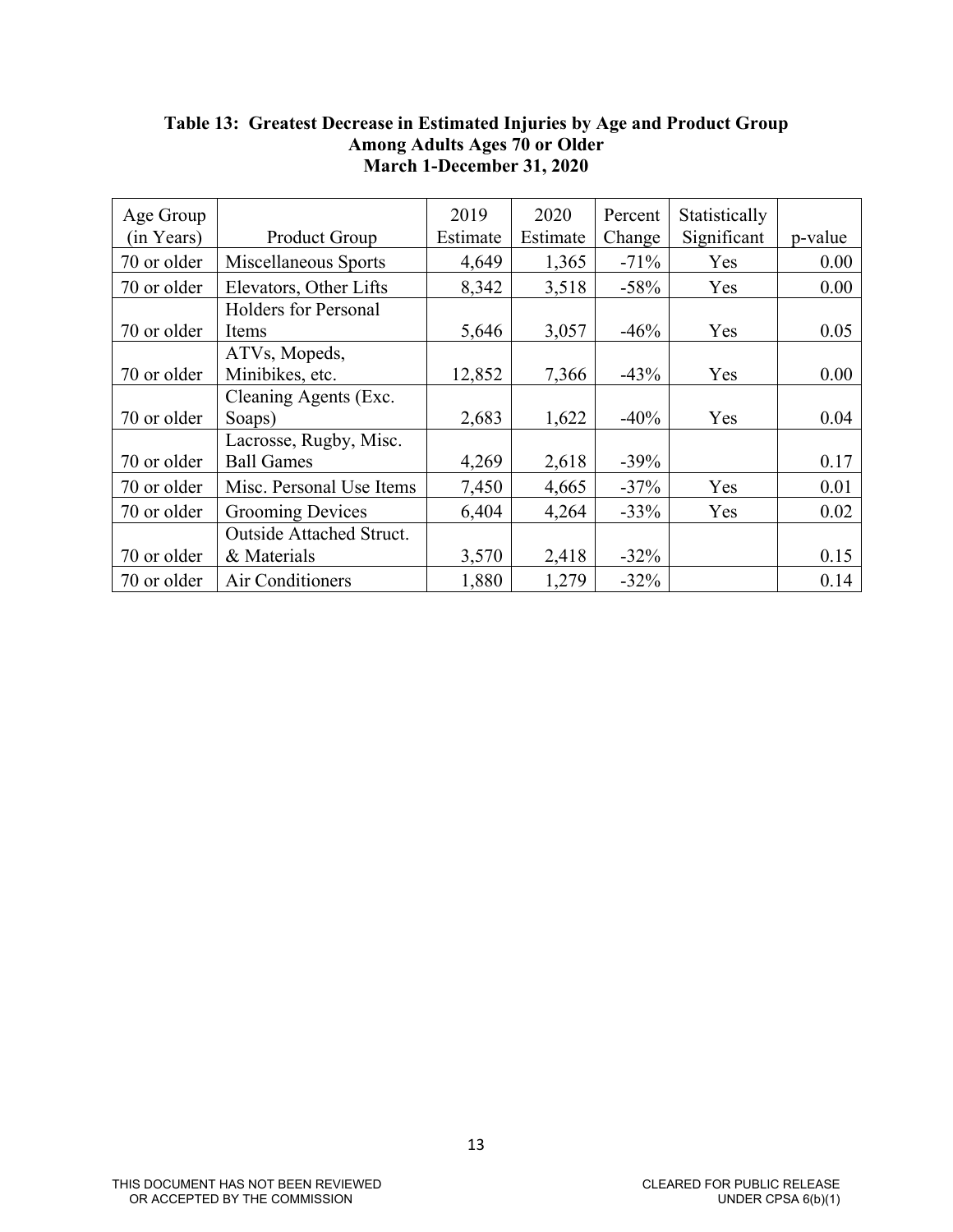**Table 13: Greatest Decrease in Estimated Injuries by Age and Product Group Among Adults Ages 70 or Older March 1-December 31, 2020**

| Age Group (in Years) | Product Group | 2019 Estimate | 2020 Estimate | Percent Change | Statistically Significant | p-value |
|---|---|---|---|---|---|---|
| 70 or older | Miscellaneous Sports | 4,649 | 1,365 | -71% | Yes | 0.00 |
| 70 or older | Elevators, Other Lifts | 8,342 | 3,518 | -58% | Yes | 0.00 |
| 70 or older | Holders for Personal Items | 5,646 | 3,057 | -46% | Yes | 0.05 |
| 70 or older | ATVs, Mopeds, Minibikes, etc. | 12,852 | 7,366 | -43% | Yes | 0.00 |
| 70 or older | Cleaning Agents (Exc. Soaps) | 2,683 | 1,622 | -40% | Yes | 0.04 |
| 70 or older | Lacrosse, Rugby, Misc. Ball Games | 4,269 | 2,618 | -39% | | 0.17 |
| 70 or older | Misc. Personal Use Items | 7,450 | 4,665 | -37% | Yes | 0.01 |
| 70 or older | Grooming Devices | 6,404 | 4,264 | -33% | Yes | 0.02 |
| 70 or older | Outside Attached Struct. & Materials | 3,570 | 2,418 | -32% | | 0.15 |
| 70 or older | Air Conditioners | 1,880 | 1,279 | -32% | | 0.14 |

THIS DOCUMENT HAS NOT BEEN REVIEWED OR ACCEPTED BY THE COMMISSION

CLEARED FOR PUBLIC RELEASE UNDER CPSA 6(b)(1)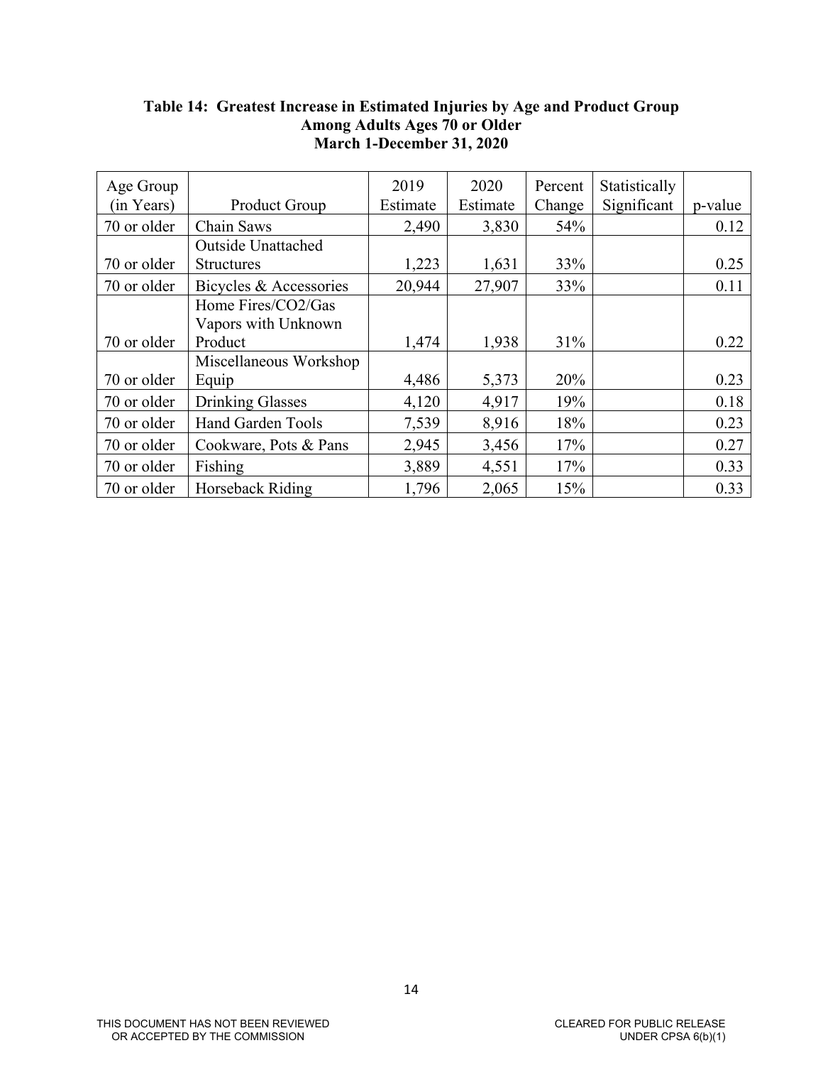**Table 14: Greatest Increase in Estimated Injuries by Age and Product Group Among Adults Ages 70 or Older March 1-December 31, 2020**

| Age Group (in Years) | Product Group | 2019 Estimate | 2020 Estimate | Percent Change | Statistically Significant | p-value |
|---|---|---|---|---|---|---|
| 70 or older | Chain Saws | 2,490 | 3,830 | 54% | | 0.12 |
| 70 or older | Outside Unattached Structures | 1,223 | 1,631 | 33% | | 0.25 |
| 70 or older | Bicycles & Accessories | 20,944 | 27,907 | 33% | | 0.11 |
| 70 or older | Home Fires/CO2/Gas Vapors with Unknown Product | 1,474 | 1,938 | 31% | | 0.22 |
| 70 or older | Miscellaneous Workshop Equip | 4,486 | 5,373 | 20% | | 0.23 |
| 70 or older | Drinking Glasses | 4,120 | 4,917 | 19% | | 0.18 |
| 70 or older | Hand Garden Tools | 7,539 | 8,916 | 18% | | 0.23 |
| 70 or older | Cookware, Pots & Pans | 2,945 | 3,456 | 17% | | 0.27 |
| 70 or older | Fishing | 3,889 | 4,551 | 17% | | 0.33 |
| 70 or older | Horseback Riding | 1,796 | 2,065 | 15% | | 0.33 |

THIS DOCUMENT HAS NOT BEEN REVIEWED OR ACCEPTED BY THE COMMISSION

CLEARED FOR PUBLIC RELEASE UNDER CPSA 6(b)(1)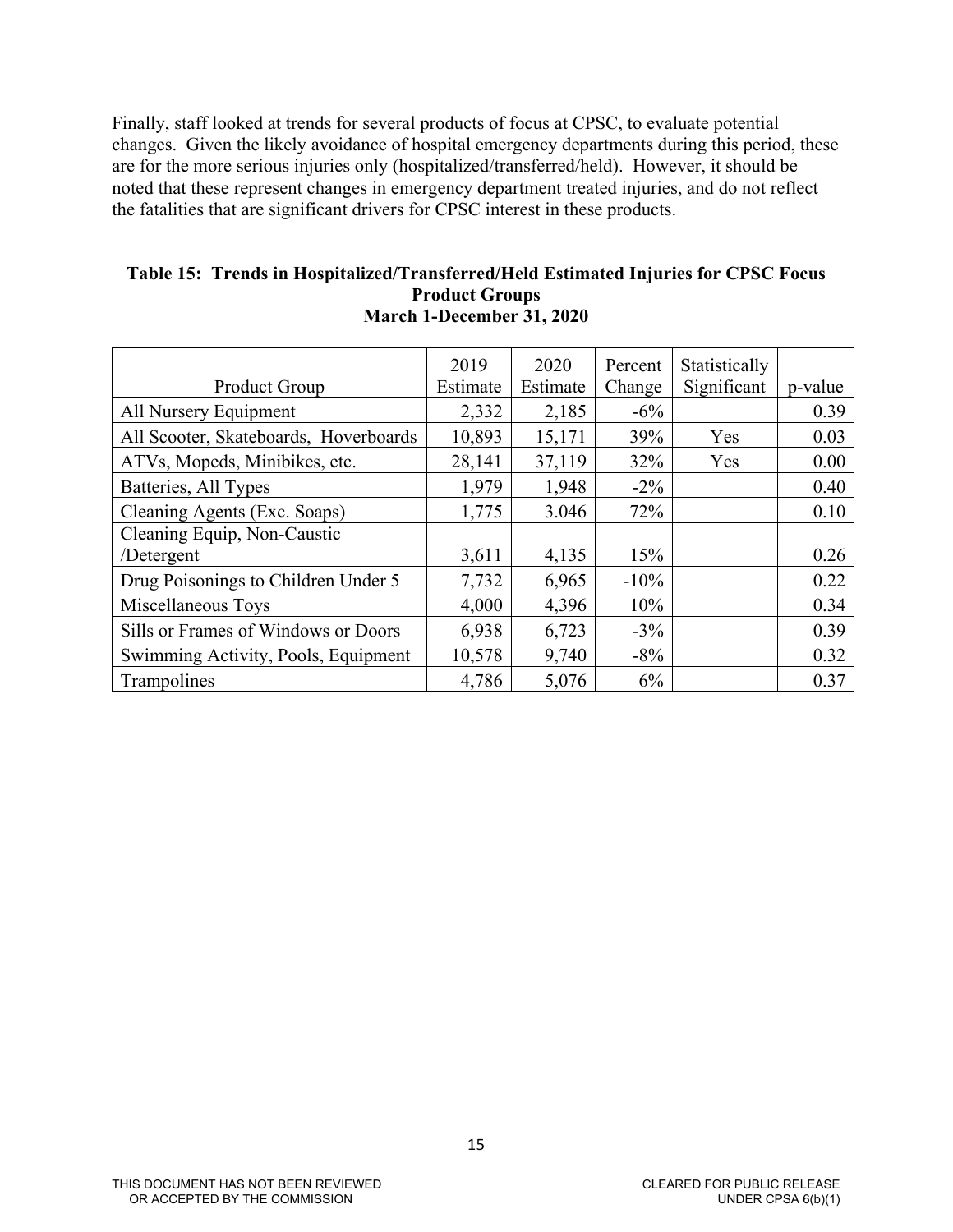Finally, staff looked at trends for several products of focus at CPSC, to evaluate potential changes. Given the likely avoidance of hospital emergency departments during this period, these are for the more serious injuries only (hospitalized/transferred/held). However, it should be noted that these represent changes in emergency department treated injuries, and do not reflect the fatalities that are significant drivers for CPSC interest in these products.

**Table 15: Trends in Hospitalized/Transferred/Held Estimated Injuries for CPSC Focus Product Groups**
**March 1-December 31, 2020**

| Product Group | 2019 Estimate | 2020 Estimate | Percent Change | Statistically Significant | p-value |
|---|---|---|---|---|---|
| All Nursery Equipment | 2,332 | 2,185 | -6% | | 0.39 |
| All Scooter, Skateboards, Hoverboards | 10,893 | 15,171 | 39% | Yes | 0.03 |
| ATVs, Mopeds, Minibikes, etc. | 28,141 | 37,119 | 32% | Yes | 0.00 |
| Batteries, All Types | 1,979 | 1,948 | -2% | | 0.40 |
| Cleaning Agents (Exc. Soaps) | 1,775 | 3.046 | 72% | | 0.10 |
| Cleaning Equip, Non-Caustic /Detergent | 3,611 | 4,135 | 15% | | 0.26 |
| Drug Poisonings to Children Under 5 | 7,732 | 6,965 | -10% | | 0.22 |
| Miscellaneous Toys | 4,000 | 4,396 | 10% | | 0.34 |
| Sills or Frames of Windows or Doors | 6,938 | 6,723 | -3% | | 0.39 |
| Swimming Activity, Pools, Equipment | 10,578 | 9,740 | -8% | | 0.32 |
| Trampolines | 4,786 | 5,076 | 6% | | 0.37 |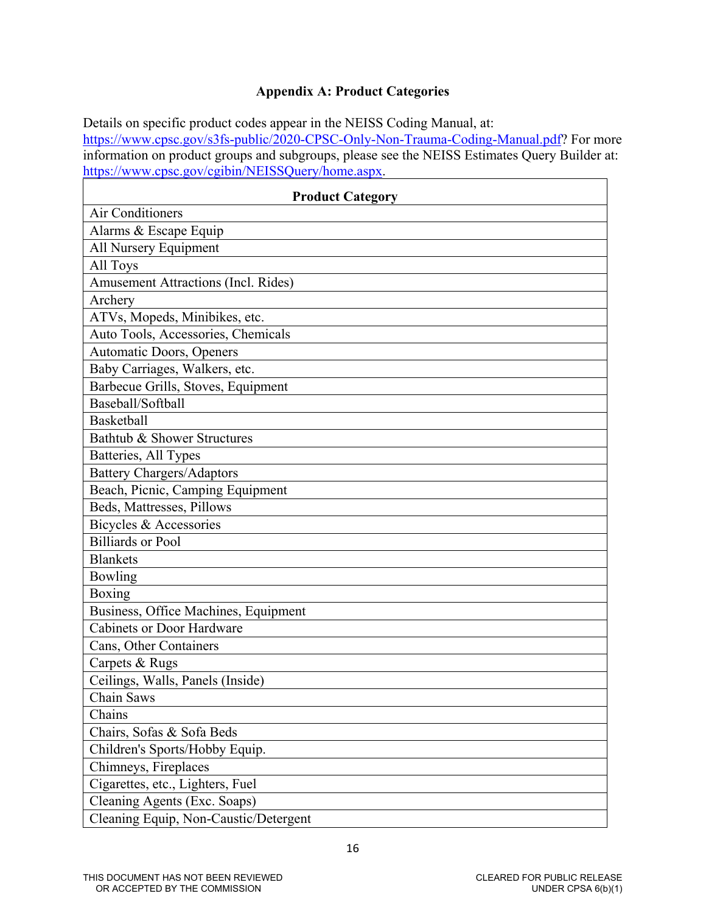**Appendix A: Product Categories**

Details on specific product codes appear in the NEISS Coding Manual, at: https://www.cpsc.gov/s3fs-public/2020-CPSC-Only-Non-Trauma-Coding-Manual.pdf? For more information on product groups and subgroups, please see the NEISS Estimates Query Builder at: https://www.cpsc.gov/cgibin/NEISSQuery/home.aspx.

| Product Category |
|---|
| Air Conditioners |
| Alarms & Escape Equip |
| All Nursery Equipment |
| All Toys |
| Amusement Attractions (Incl. Rides) |
| Archery |
| ATVs, Mopeds, Minibikes, etc. |
| Auto Tools, Accessories, Chemicals |
| Automatic Doors, Openers |
| Baby Carriages, Walkers, etc. |
| Barbecue Grills, Stoves, Equipment |
| Baseball/Softball |
| Basketball |
| Bathtub & Shower Structures |
| Batteries, All Types |
| Battery Chargers/Adaptors |
| Beach, Picnic, Camping Equipment |
| Beds, Mattresses, Pillows |
| Bicycles & Accessories |
| Billiards or Pool |
| Blankets |
| Bowling |
| Boxing |
| Business, Office Machines, Equipment |
| Cabinets or Door Hardware |
| Cans, Other Containers |
| Carpets & Rugs |
| Ceilings, Walls, Panels (Inside) |
| Chain Saws |
| Chains |
| Chairs, Sofas & Sofa Beds |
| Children's Sports/Hobby Equip. |
| Chimneys, Fireplaces |
| Cigarettes, etc., Lighters, Fuel |
| Cleaning Agents (Exc. Soaps) |
| Cleaning Equip, Non-Caustic/Detergent |

THIS DOCUMENT HAS NOT BEEN REVIEWED OR ACCEPTED BY THE COMMISSION

CLEARED FOR PUBLIC RELEASE UNDER CPSA 6(b)(1)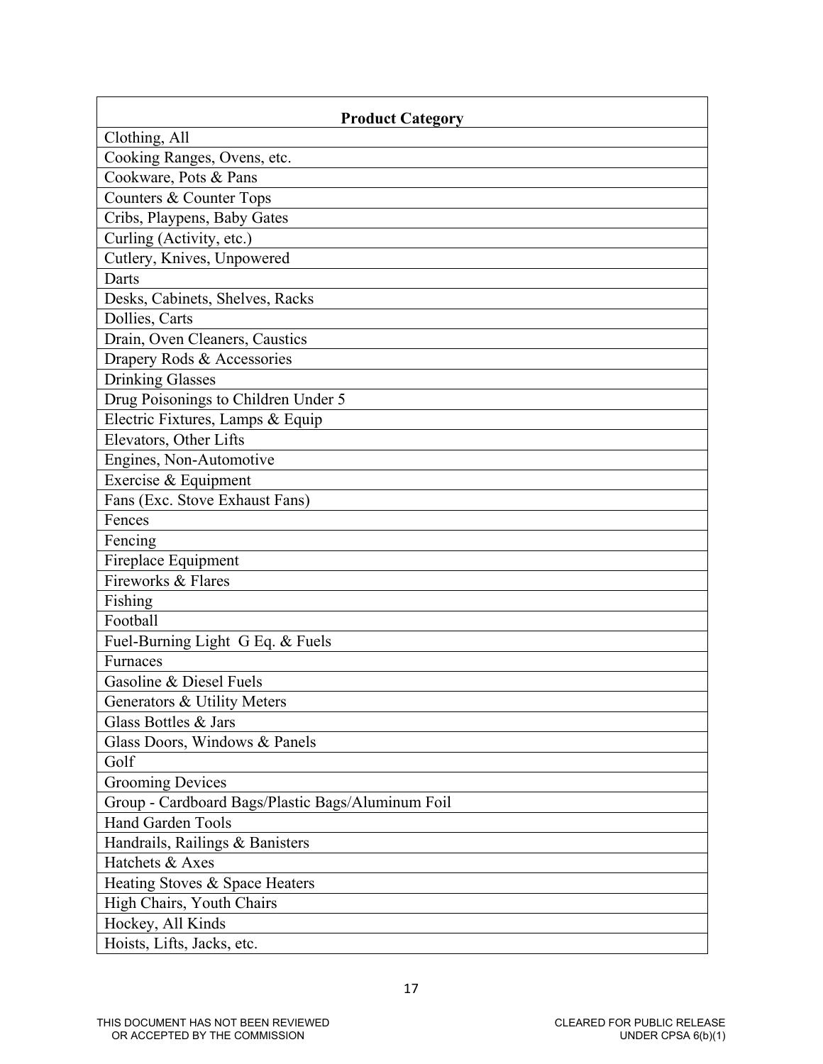| Product Category |
| --- |
| Clothing, All |
| Cooking Ranges, Ovens, etc. |
| Cookware, Pots & Pans |
| Counters & Counter Tops |
| Cribs, Playpens, Baby Gates |
| Curling (Activity, etc.) |
| Cutlery, Knives, Unpowered |
| Darts |
| Desks, Cabinets, Shelves, Racks |
| Dollies, Carts |
| Drain, Oven Cleaners, Caustics |
| Drapery Rods & Accessories |
| Drinking Glasses |
| Drug Poisonings to Children Under 5 |
| Electric Fixtures, Lamps & Equip |
| Elevators, Other Lifts |
| Engines, Non-Automotive |
| Exercise & Equipment |
| Fans (Exc. Stove Exhaust Fans) |
| Fences |
| Fencing |
| Fireplace Equipment |
| Fireworks & Flares |
| Fishing |
| Football |
| Fuel-Burning Light G Eq. & Fuels |
| Furnaces |
| Gasoline & Diesel Fuels |
| Generators & Utility Meters |
| Glass Bottles & Jars |
| Glass Doors, Windows & Panels |
| Golf |
| Grooming Devices |
| Group - Cardboard Bags/Plastic Bags/Aluminum Foil |
| Hand Garden Tools |
| Handrails, Railings & Banisters |
| Hatchets & Axes |
| Heating Stoves & Space Heaters |
| High Chairs, Youth Chairs |
| Hockey, All Kinds |
| Hoists, Lifts, Jacks, etc. |

THIS DOCUMENT HAS NOT BEEN REVIEWED OR ACCEPTED BY THE COMMISSION

CLEARED FOR PUBLIC RELEASE UNDER CPSA 6(b)(1)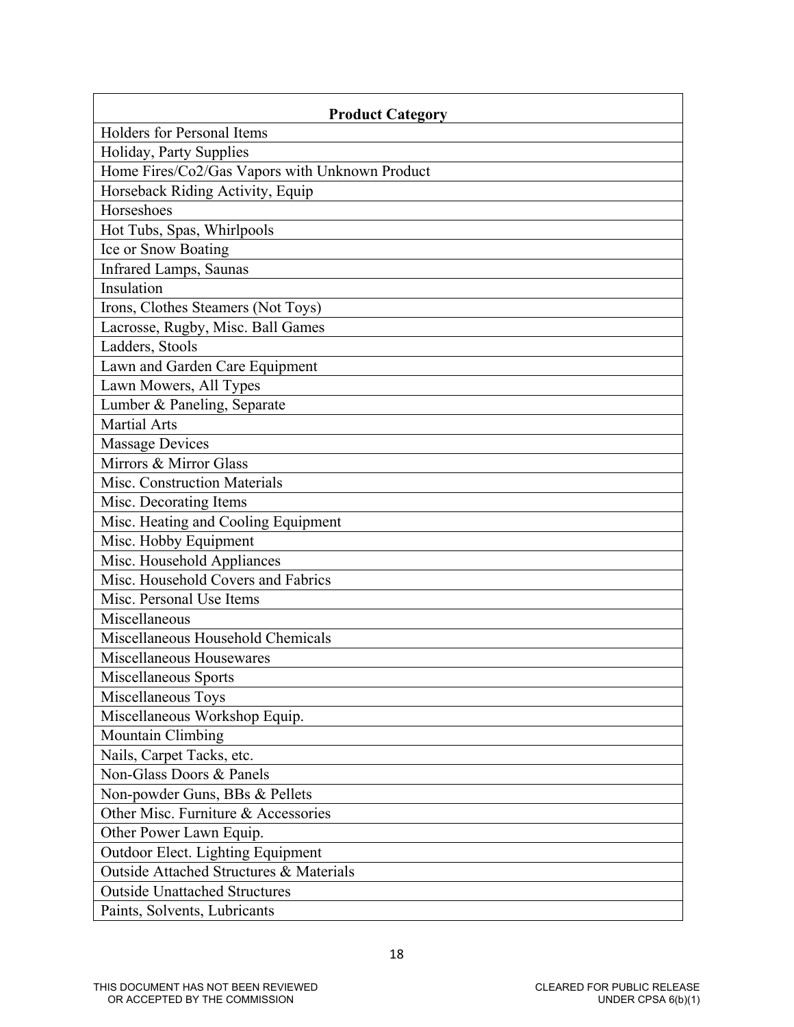| Product Category |
| --- |
| Holders for Personal Items |
| Holiday, Party Supplies |
| Home Fires/Co2/Gas Vapors with Unknown Product |
| Horseback Riding Activity, Equip |
| Horseshoes |
| Hot Tubs, Spas, Whirlpools |
| Ice or Snow Boating |
| Infrared Lamps, Saunas |
| Insulation |
| Irons, Clothes Steamers (Not Toys) |
| Lacrosse, Rugby, Misc. Ball Games |
| Ladders, Stools |
| Lawn and Garden Care Equipment |
| Lawn Mowers, All Types |
| Lumber & Paneling, Separate |
| Martial Arts |
| Massage Devices |
| Mirrors & Mirror Glass |
| Misc. Construction Materials |
| Misc. Decorating Items |
| Misc. Heating and Cooling Equipment |
| Misc. Hobby Equipment |
| Misc. Household Appliances |
| Misc. Household Covers and Fabrics |
| Misc. Personal Use Items |
| Miscellaneous |
| Miscellaneous Household Chemicals |
| Miscellaneous Housewares |
| Miscellaneous Sports |
| Miscellaneous Toys |
| Miscellaneous Workshop Equip. |
| Mountain Climbing |
| Nails, Carpet Tacks, etc. |
| Non-Glass Doors & Panels |
| Non-powder Guns, BBs & Pellets |
| Other Misc. Furniture & Accessories |
| Other Power Lawn Equip. |
| Outdoor Elect. Lighting Equipment |
| Outside Attached Structures & Materials |
| Outside Unattached Structures |
| Paints, Solvents, Lubricants |

THIS DOCUMENT HAS NOT BEEN REVIEWED OR ACCEPTED BY THE COMMISSION

CLEARED FOR PUBLIC RELEASE UNDER CPSA 6(b)(1)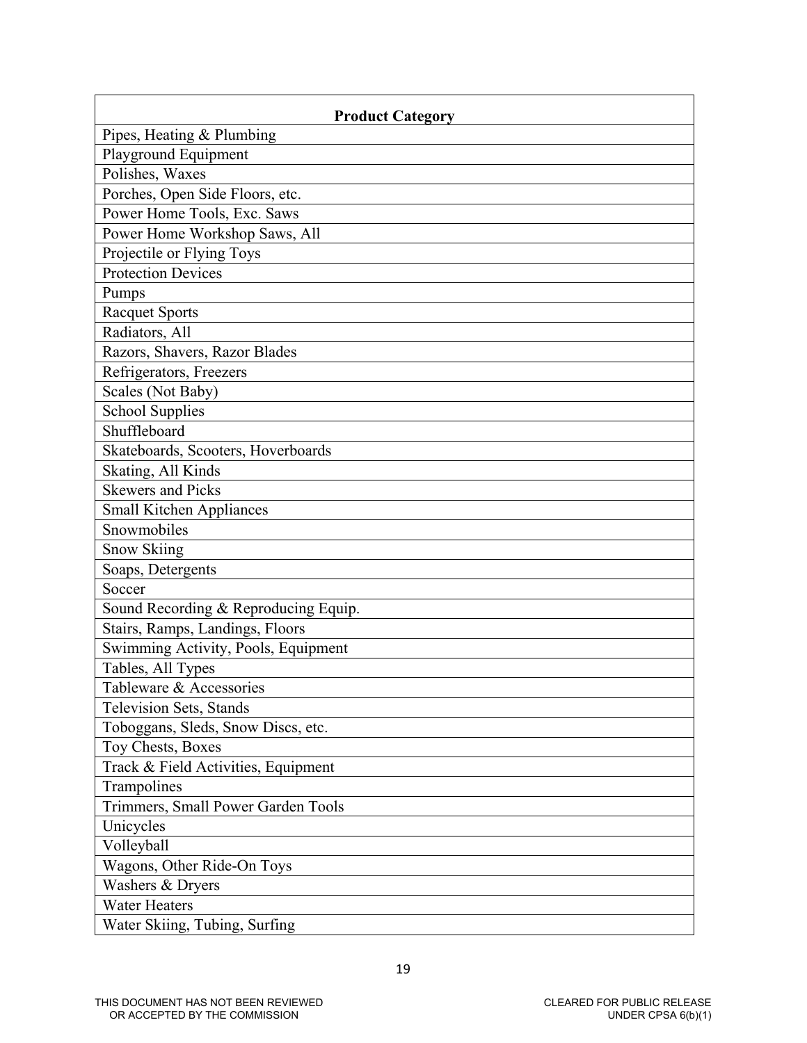| Product Category |
| --- |
| Pipes, Heating & Plumbing |
| Playground Equipment |
| Polishes, Waxes |
| Porches, Open Side Floors, etc. |
| Power Home Tools, Exc. Saws |
| Power Home Workshop Saws, All |
| Projectile or Flying Toys |
| Protection Devices |
| Pumps |
| Racquet Sports |
| Radiators, All |
| Razors, Shavers, Razor Blades |
| Refrigerators, Freezers |
| Scales (Not Baby) |
| School Supplies |
| Shuffleboard |
| Skateboards, Scooters, Hoverboards |
| Skating, All Kinds |
| Skewers and Picks |
| Small Kitchen Appliances |
| Snowmobiles |
| Snow Skiing |
| Soaps, Detergents |
| Soccer |
| Sound Recording & Reproducing Equip. |
| Stairs, Ramps, Landings, Floors |
| Swimming Activity, Pools, Equipment |
| Tables, All Types |
| Tableware & Accessories |
| Television Sets, Stands |
| Toboggans, Sleds, Snow Discs, etc. |
| Toy Chests, Boxes |
| Track & Field Activities, Equipment |
| Trampolines |
| Trimmers, Small Power Garden Tools |
| Unicycles |
| Volleyball |
| Wagons, Other Ride-On Toys |
| Washers & Dryers |
| Water Heaters |
| Water Skiing, Tubing, Surfing |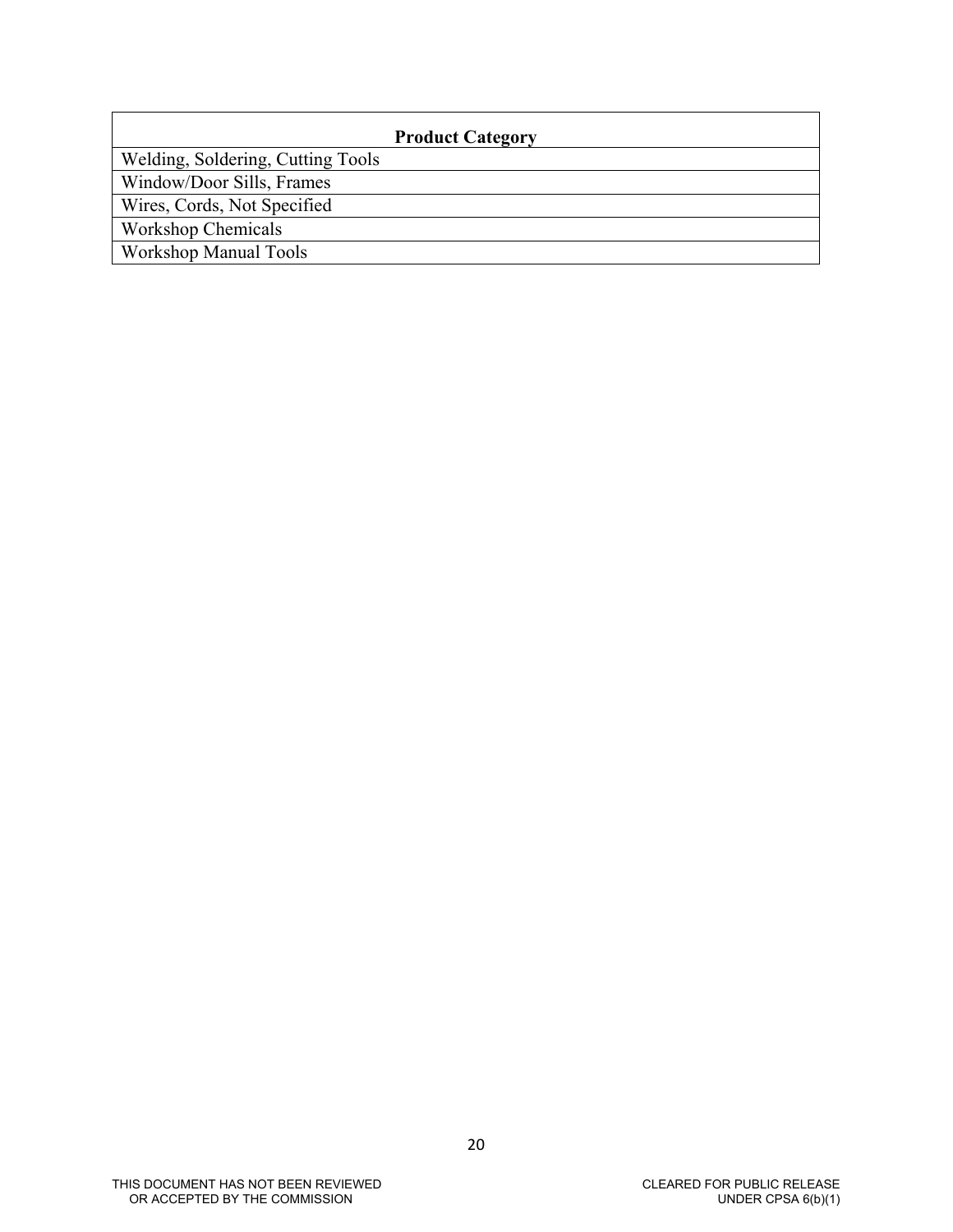| Product Category |
| --- |
| Welding, Soldering, Cutting Tools |
| Window/Door Sills, Frames |
| Wires, Cords, Not Specified |
| Workshop Chemicals |
| Workshop Manual Tools |

THIS DOCUMENT HAS NOT BEEN REVIEWED OR ACCEPTED BY THE COMMISSION

CLEARED FOR PUBLIC RELEASE UNDER CPSA 6(b)(1)